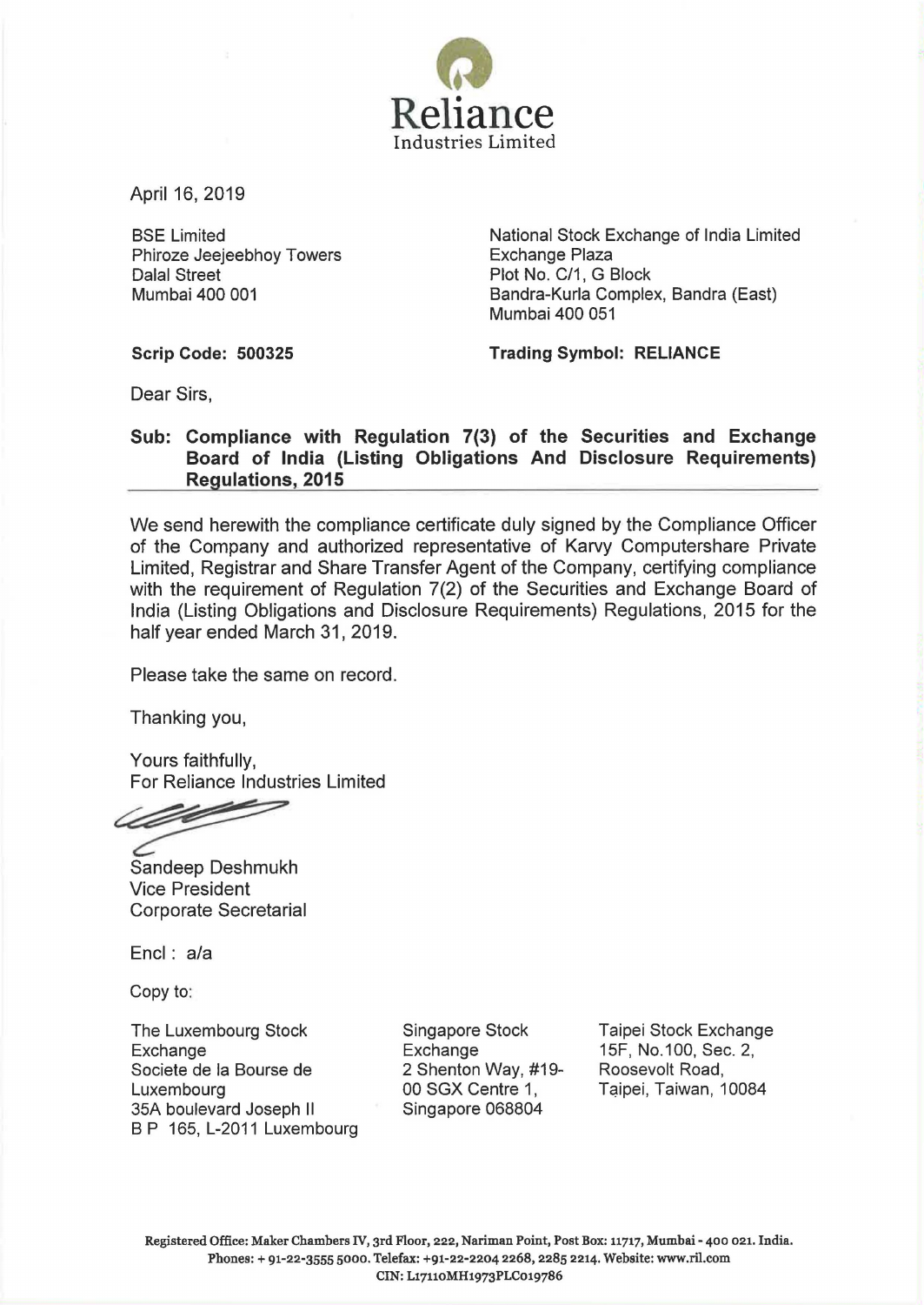# Reliance

Industries Limited

April 16, 2019

BSE Limited
Phiroze Jeejeebhoy Towers
Dalal Street
Mumbai 400 001

**Scrip Code: 500325**

National Stock Exchange of India Limited
Exchange Plaza
Plot No. C/1, G Block
Bandra-Kurla Complex, Bandra (East)
Mumbai 400 051

**Trading Symbol: RELIANCE**

Dear Sirs,

**Sub: Compliance with Regulation 7(3) of the Securities and Exchange Board of India (Listing Obligations And Disclosure Requirements) Regulations, 2015**

We send herewith the compliance certificate duly signed by the Compliance Officer of the Company and authorized representative of Karvy Computershare Private Limited, Registrar and Share Transfer Agent of the Company, certifying compliance with the requirement of Regulation 7(2) of the Securities and Exchange Board of India (Listing Obligations and Disclosure Requirements) Regulations, 2015 for the half year ended March 31, 2019.

Please take the same on record.

Thanking you,

Yours faithfully,
For Reliance Industries Limited

Sandeep Deshmukh
Vice President
Corporate Secretarial

Encl : a/a

Copy to:

The Luxembourg Stock Exchange
Societe de la Bourse de Luxembourg
35A boulevard Joseph II
B P 165, L-2011 Luxembourg

Singapore Stock Exchange
2 Shenton Way, #19-00 SGX Centre 1,
Singapore 068804

Taipei Stock Exchange
15F, No.100, Sec. 2,
Roosevolt Road,
Taipei, Taiwan, 10084

Registered Office: Maker Chambers IV, 3rd Floor, 222, Nariman Point, Post Box: 11717, Mumbai - 400 021. India.
Phones: + 91-22-3555 5000. Telefax: +91-22-2204 2268, 2285 2214. Website: www.ril.com
CIN: L17110MH1973PLC019786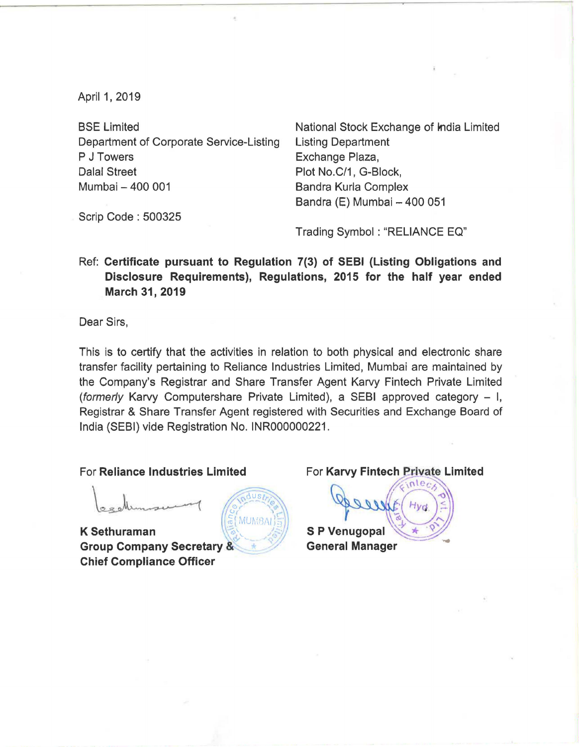April 1, 2019

BSE Limited
Department of Corporate Service-Listing
P J Towers
Dalal Street
Mumbai – 400 001

Scrip Code : 500325

National Stock Exchange of India Limited
Listing Department
Exchange Plaza,
Plot No.C/1, G-Block,
Bandra Kurla Complex
Bandra (E) Mumbai – 400 051

Trading Symbol : "RELIANCE EQ"

Ref: **Certificate pursuant to Regulation 7(3) of SEBI (Listing Obligations and Disclosure Requirements), Regulations, 2015 for the half year ended March 31, 2019**

Dear Sirs,

This is to certify that the activities in relation to both physical and electronic share transfer facility pertaining to Reliance Industries Limited, Mumbai are maintained by the Company's Registrar and Share Transfer Agent Karvy Fintech Private Limited (*formerly* Karvy Computershare Private Limited), a SEBI approved category – I, Registrar & Share Transfer Agent registered with Securities and Exchange Board of India (SEBI) vide Registration No. INR000000221.

For **Reliance Industries Limited**

**K Sethuraman**
**Group Company Secretary & Chief Compliance Officer**

For **Karvy Fintech Private Limited**

**S P Venugopal**
**General Manager**